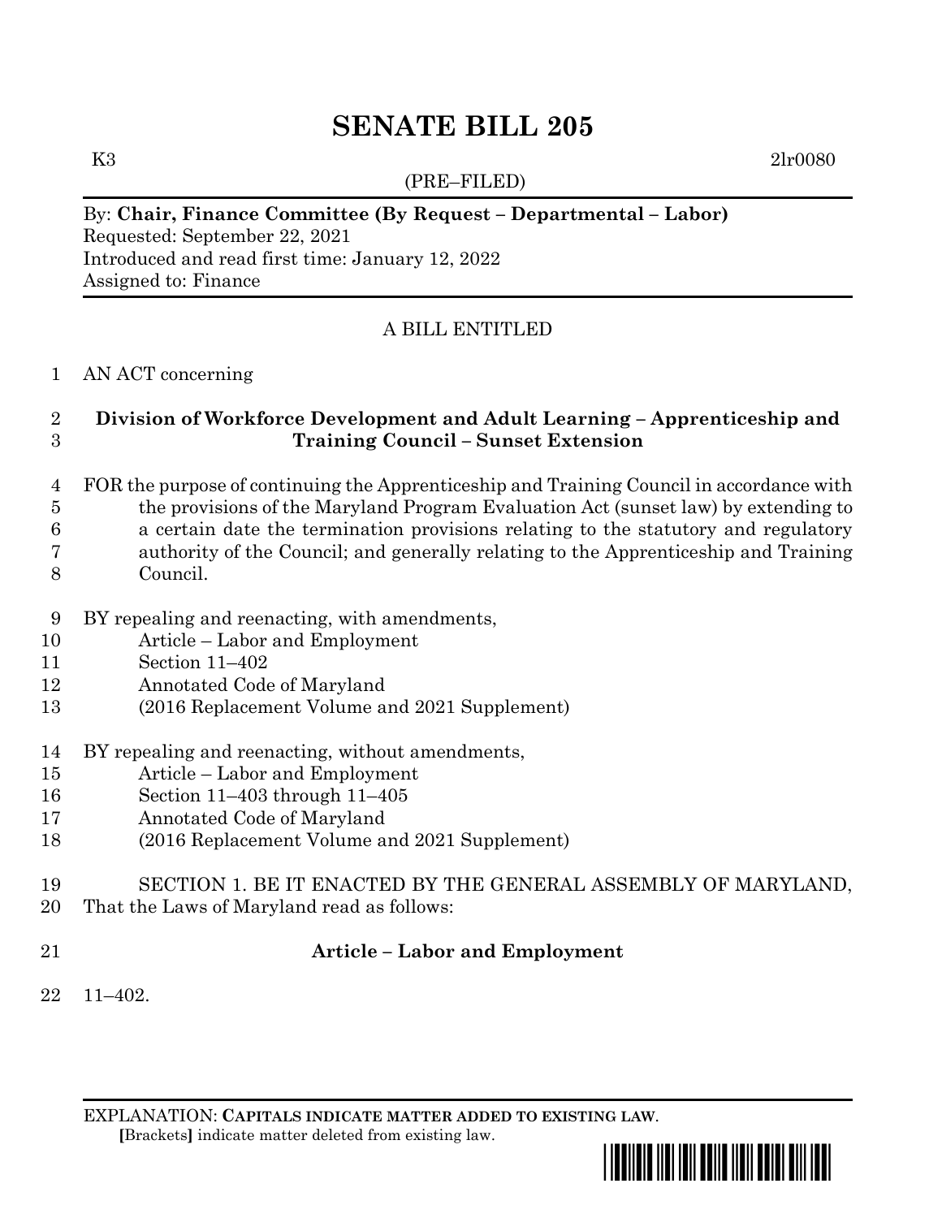# SENATE BILL 205

K3 2lr0080

(PRE–FILED)

By: **Chair, Finance Committee (By Request – Departmental – Labor)**
Requested: September 22, 2021
Introduced and read first time: January 12, 2022
Assigned to: Finance

A BILL ENTITLED

1 AN ACT concerning

2 **Division of Workforce Development and Adult Learning – Apprenticeship and**
3 **Training Council – Sunset Extension**

4 FOR the purpose of continuing the Apprenticeship and Training Council in accordance with
5 the provisions of the Maryland Program Evaluation Act (sunset law) by extending to
6 a certain date the termination provisions relating to the statutory and regulatory
7 authority of the Council; and generally relating to the Apprenticeship and Training
8 Council.

9 BY repealing and reenacting, with amendments,
10 Article – Labor and Employment
11 Section 11–402
12 Annotated Code of Maryland
13 (2016 Replacement Volume and 2021 Supplement)

14 BY repealing and reenacting, without amendments,
15 Article – Labor and Employment
16 Section 11–403 through 11–405
17 Annotated Code of Maryland
18 (2016 Replacement Volume and 2021 Supplement)

19 SECTION 1. BE IT ENACTED BY THE GENERAL ASSEMBLY OF MARYLAND,
20 That the Laws of Maryland read as follows:

21 **Article – Labor and Employment**

22 11–402.

EXPLANATION: **CAPITALS INDICATE MATTER ADDED TO EXISTING LAW**.
**[**Brackets**]** indicate matter deleted from existing law.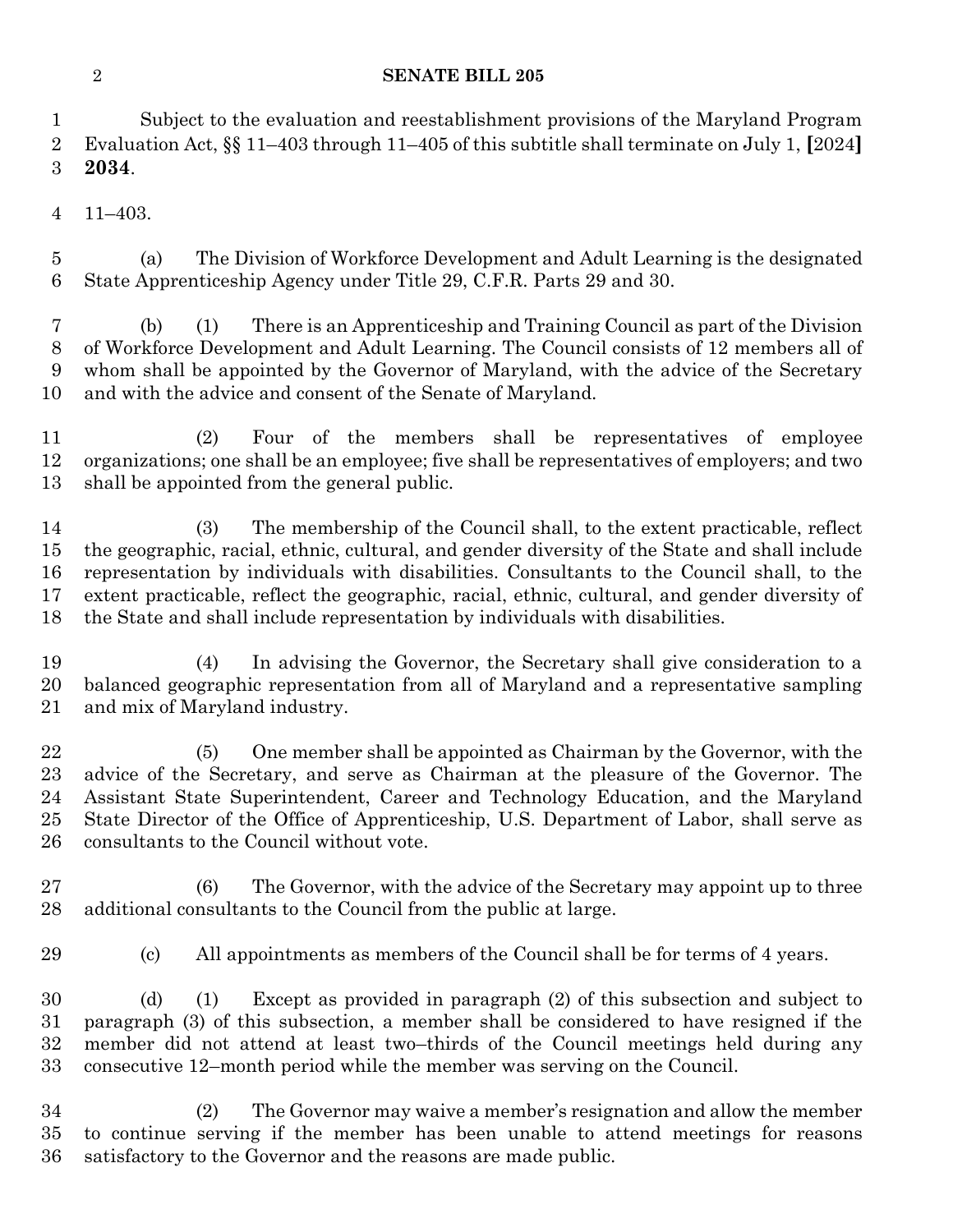Subject to the evaluation and reestablishment provisions of the Maryland Program Evaluation Act, §§ 11–403 through 11–405 of this subtitle shall terminate on July 1, **[**2024**]** **2034**.

11–403.

(a) The Division of Workforce Development and Adult Learning is the designated State Apprenticeship Agency under Title 29, C.F.R. Parts 29 and 30.

(b) (1) There is an Apprenticeship and Training Council as part of the Division of Workforce Development and Adult Learning. The Council consists of 12 members all of whom shall be appointed by the Governor of Maryland, with the advice of the Secretary and with the advice and consent of the Senate of Maryland.

(2) Four of the members shall be representatives of employee organizations; one shall be an employee; five shall be representatives of employers; and two shall be appointed from the general public.

(3) The membership of the Council shall, to the extent practicable, reflect the geographic, racial, ethnic, cultural, and gender diversity of the State and shall include representation by individuals with disabilities. Consultants to the Council shall, to the extent practicable, reflect the geographic, racial, ethnic, cultural, and gender diversity of the State and shall include representation by individuals with disabilities.

(4) In advising the Governor, the Secretary shall give consideration to a balanced geographic representation from all of Maryland and a representative sampling and mix of Maryland industry.

(5) One member shall be appointed as Chairman by the Governor, with the advice of the Secretary, and serve as Chairman at the pleasure of the Governor. The Assistant State Superintendent, Career and Technology Education, and the Maryland State Director of the Office of Apprenticeship, U.S. Department of Labor, shall serve as consultants to the Council without vote.

(6) The Governor, with the advice of the Secretary may appoint up to three additional consultants to the Council from the public at large.

(c) All appointments as members of the Council shall be for terms of 4 years.

(d) (1) Except as provided in paragraph (2) of this subsection and subject to paragraph (3) of this subsection, a member shall be considered to have resigned if the member did not attend at least two–thirds of the Council meetings held during any consecutive 12–month period while the member was serving on the Council.

(2) The Governor may waive a member's resignation and allow the member to continue serving if the member has been unable to attend meetings for reasons satisfactory to the Governor and the reasons are made public.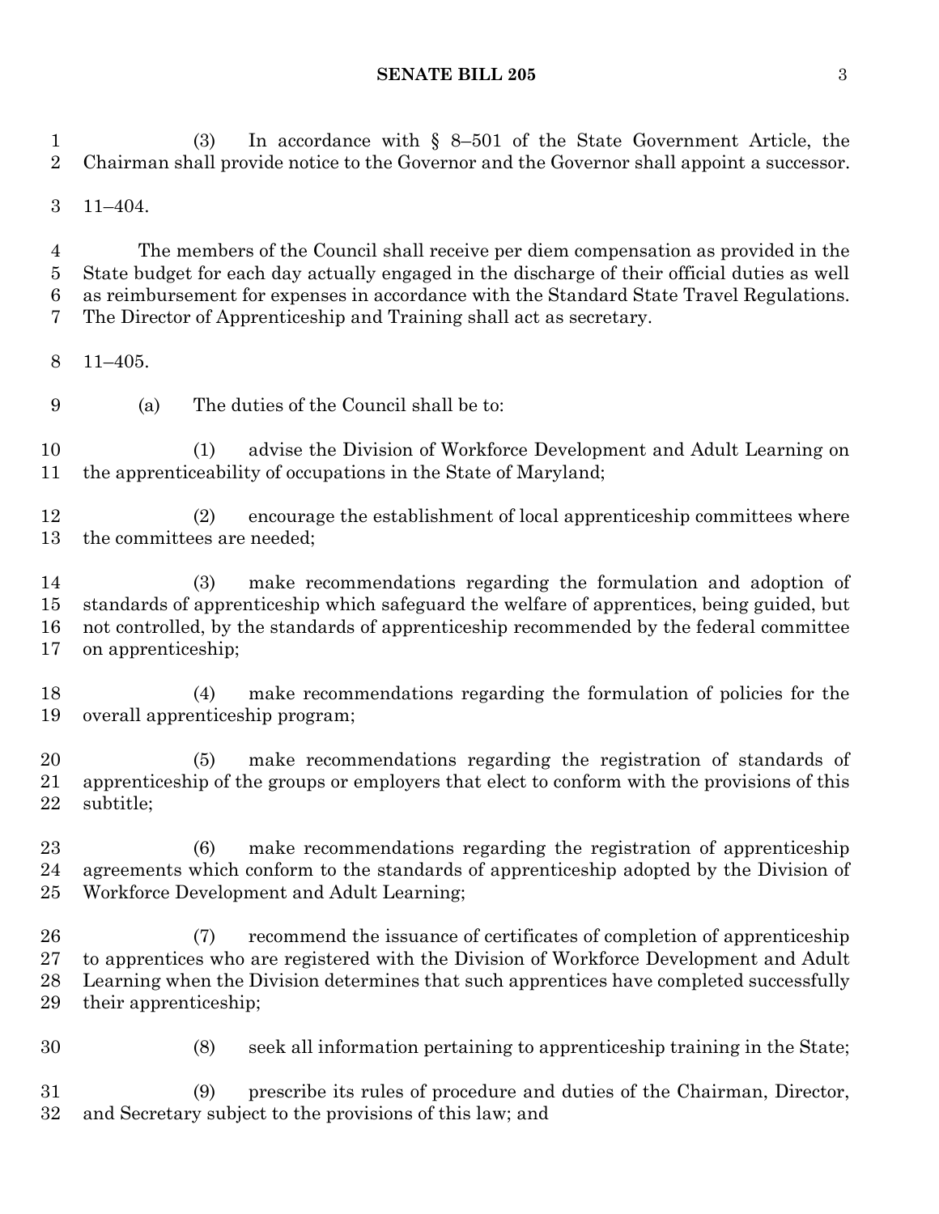(3) In accordance with § 8–501 of the State Government Article, the Chairman shall provide notice to the Governor and the Governor shall appoint a successor.

11–404.

The members of the Council shall receive per diem compensation as provided in the State budget for each day actually engaged in the discharge of their official duties as well as reimbursement for expenses in accordance with the Standard State Travel Regulations. The Director of Apprenticeship and Training shall act as secretary.

11–405.

(a) The duties of the Council shall be to:

(1) advise the Division of Workforce Development and Adult Learning on the apprenticeability of occupations in the State of Maryland;

(2) encourage the establishment of local apprenticeship committees where the committees are needed;

(3) make recommendations regarding the formulation and adoption of standards of apprenticeship which safeguard the welfare of apprentices, being guided, but not controlled, by the standards of apprenticeship recommended by the federal committee on apprenticeship;

(4) make recommendations regarding the formulation of policies for the overall apprenticeship program;

(5) make recommendations regarding the registration of standards of apprenticeship of the groups or employers that elect to conform with the provisions of this subtitle;

(6) make recommendations regarding the registration of apprenticeship agreements which conform to the standards of apprenticeship adopted by the Division of Workforce Development and Adult Learning;

(7) recommend the issuance of certificates of completion of apprenticeship to apprentices who are registered with the Division of Workforce Development and Adult Learning when the Division determines that such apprentices have completed successfully their apprenticeship;

(8) seek all information pertaining to apprenticeship training in the State;

(9) prescribe its rules of procedure and duties of the Chairman, Director, and Secretary subject to the provisions of this law; and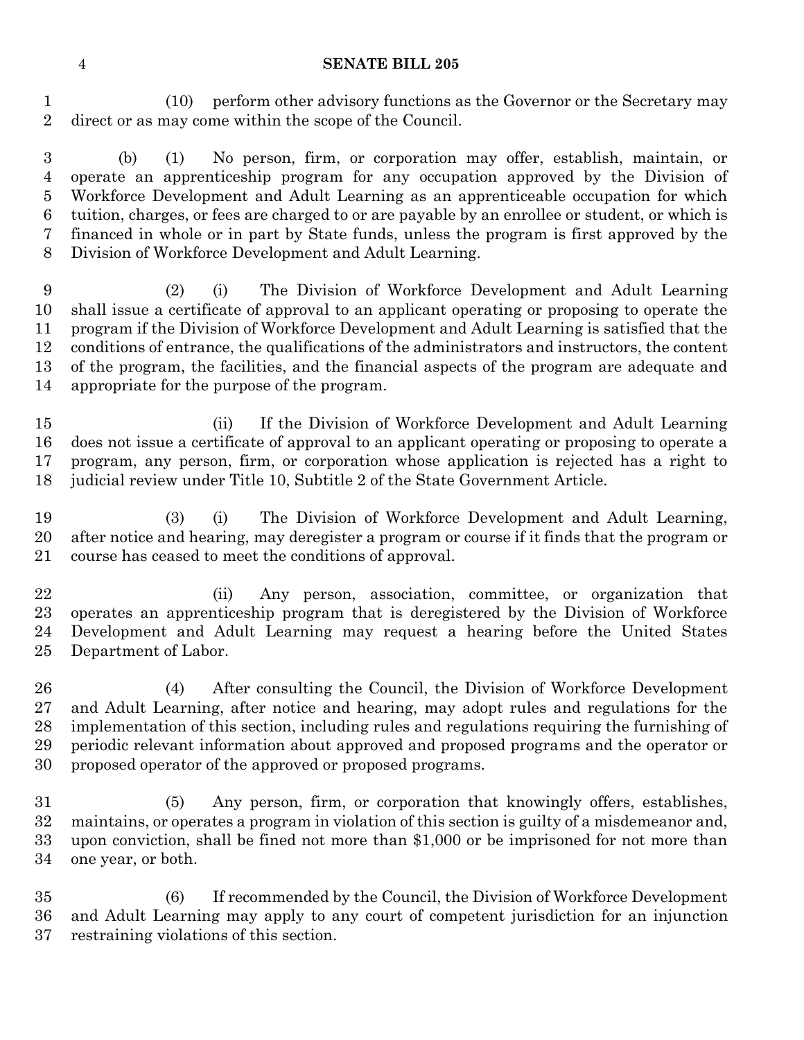(10) perform other advisory functions as the Governor or the Secretary may direct or as may come within the scope of the Council.

(b) (1) No person, firm, or corporation may offer, establish, maintain, or operate an apprenticeship program for any occupation approved by the Division of Workforce Development and Adult Learning as an apprenticeable occupation for which tuition, charges, or fees are charged to or are payable by an enrollee or student, or which is financed in whole or in part by State funds, unless the program is first approved by the Division of Workforce Development and Adult Learning.

(2) (i) The Division of Workforce Development and Adult Learning shall issue a certificate of approval to an applicant operating or proposing to operate the program if the Division of Workforce Development and Adult Learning is satisfied that the conditions of entrance, the qualifications of the administrators and instructors, the content of the program, the facilities, and the financial aspects of the program are adequate and appropriate for the purpose of the program.

(ii) If the Division of Workforce Development and Adult Learning does not issue a certificate of approval to an applicant operating or proposing to operate a program, any person, firm, or corporation whose application is rejected has a right to judicial review under Title 10, Subtitle 2 of the State Government Article.

(3) (i) The Division of Workforce Development and Adult Learning, after notice and hearing, may deregister a program or course if it finds that the program or course has ceased to meet the conditions of approval.

(ii) Any person, association, committee, or organization that operates an apprenticeship program that is deregistered by the Division of Workforce Development and Adult Learning may request a hearing before the United States Department of Labor.

(4) After consulting the Council, the Division of Workforce Development and Adult Learning, after notice and hearing, may adopt rules and regulations for the implementation of this section, including rules and regulations requiring the furnishing of periodic relevant information about approved and proposed programs and the operator or proposed operator of the approved or proposed programs.

(5) Any person, firm, or corporation that knowingly offers, establishes, maintains, or operates a program in violation of this section is guilty of a misdemeanor and, upon conviction, shall be fined not more than $1,000 or be imprisoned for not more than one year, or both.

(6) If recommended by the Council, the Division of Workforce Development and Adult Learning may apply to any court of competent jurisdiction for an injunction restraining violations of this section.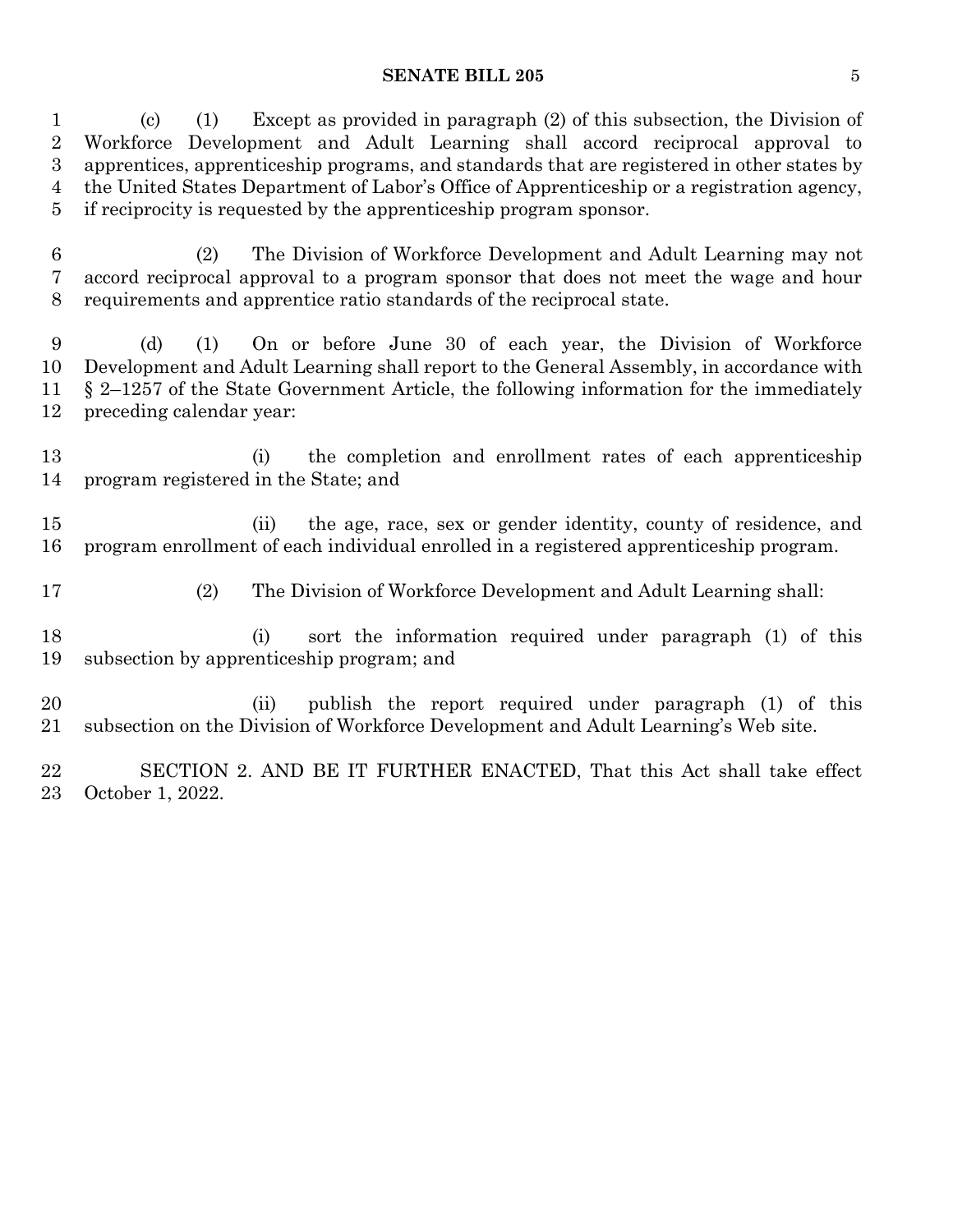(c) (1) Except as provided in paragraph (2) of this subsection, the Division of Workforce Development and Adult Learning shall accord reciprocal approval to apprentices, apprenticeship programs, and standards that are registered in other states by the United States Department of Labor's Office of Apprenticeship or a registration agency, if reciprocity is requested by the apprenticeship program sponsor.

(2) The Division of Workforce Development and Adult Learning may not accord reciprocal approval to a program sponsor that does not meet the wage and hour requirements and apprentice ratio standards of the reciprocal state.

(d) (1) On or before June 30 of each year, the Division of Workforce Development and Adult Learning shall report to the General Assembly, in accordance with § 2–1257 of the State Government Article, the following information for the immediately preceding calendar year:

(i) the completion and enrollment rates of each apprenticeship program registered in the State; and

(ii) the age, race, sex or gender identity, county of residence, and program enrollment of each individual enrolled in a registered apprenticeship program.

(2) The Division of Workforce Development and Adult Learning shall:

(i) sort the information required under paragraph (1) of this subsection by apprenticeship program; and

(ii) publish the report required under paragraph (1) of this subsection on the Division of Workforce Development and Adult Learning's Web site.

SECTION 2. AND BE IT FURTHER ENACTED, That this Act shall take effect October 1, 2022.